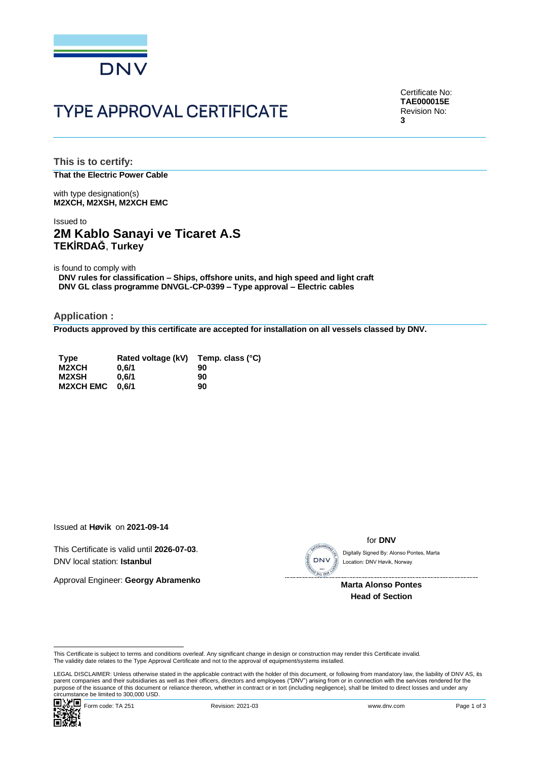DNV

# TYPE APPROVAL CERTIFICATE

Certificate No:
**TAE000015E**
Revision No:
**3**

## This is to certify:

**That the Electric Power Cable**

with type designation(s)
**M2XCH, M2XSH, M2XCH EMC**

Issued to
**2M Kablo Sanayi ve Ticaret A.S**
**TEKİRDAĞ**, **Turkey**

is found to comply with
**DNV rules for classification – Ships, offshore units, and high speed and light craft**
**DNV GL class programme DNVGL-CP-0399 – Type approval – Electric cables**

## Application :

**Products approved by this certificate are accepted for installation on all vessels classed by DNV.**

| Type | Rated voltage (kV) | Temp. class (°C) |
|---|---|---|
| M2XCH | 0,6/1 | 90 |
| M2XSH | 0,6/1 | 90 |
| M2XCH EMC | 0,6/1 | 90 |

Issued at **Høvik** on **2021-09-14**

This Certificate is valid until **2026-07-03**.
DNV local station: **Istanbul**

Approval Engineer: **Georgy Abramenko**

for **DNV**

Digitally Signed By: Alonso Pontes, Marta
Location: DNV Høvik, Norway

**Marta Alonso Pontes**
**Head of Section**

This Certificate is subject to terms and conditions overleaf. Any significant change in design or construction may render this Certificate invalid.
The validity date relates to the Type Approval Certificate and not to the approval of equipment/systems installed.

LEGAL DISCLAIMER: Unless otherwise stated in the applicable contract with the holder of this document, or following from mandatory law, the liability of DNV AS, its parent companies and their subsidiaries as well as their officers, directors and employees ("DNV") arising from or in connection with the services rendered for the purpose of the issuance of this document or reliance thereon, whether in contract or in tort (including negligence), shall be limited to direct losses and under any circumstance be limited to 300,000 USD.

Form code: TA 251 Revision: 2021-03 www.dnv.com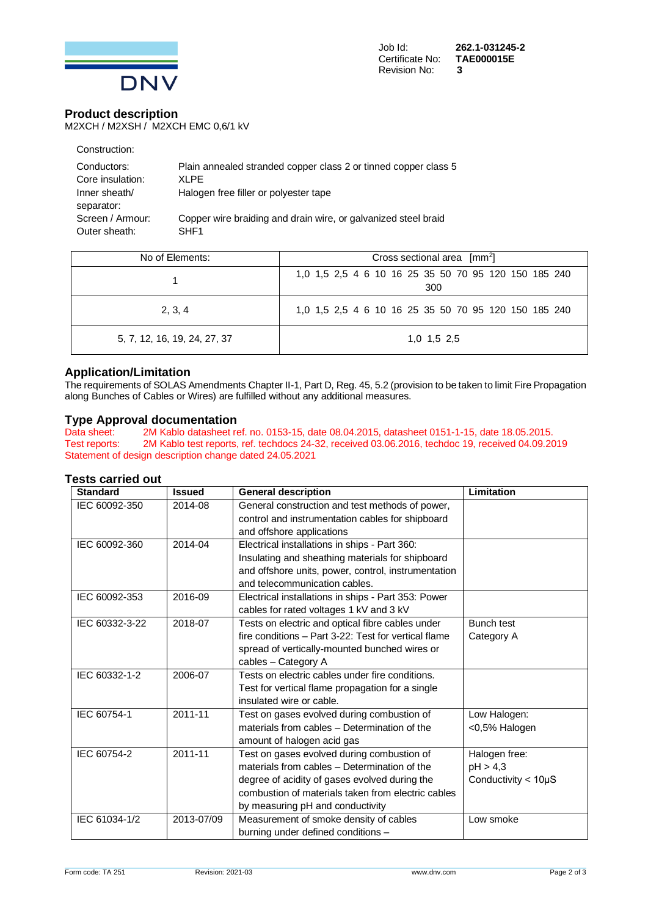Job Id: **262.1-031245-2**
Certificate No: **TAE000015E**
Revision No: **3**

## Product description

M2XCH / M2XSH / M2XCH EMC 0,6/1 kV

Construction:

| | |
|---|---|
| Conductors: | Plain annealed stranded copper class 2 or tinned copper class 5 |
| Core insulation: | XLPE |
| Inner sheath/ separator: | Halogen free filler or polyester tape |
| Screen / Armour: | Copper wire braiding and drain wire, or galvanized steel braid |
| Outer sheath: | SHF1 |

| No of Elements: | Cross sectional area [$mm^2$] |
|---|---|
| 1 | 1,0 1,5 2,5 4 6 10 16 25 35 50 70 95 120 150 185 240 300 |
| 2, 3, 4 | 1,0 1,5 2,5 4 6 10 16 25 35 50 70 95 120 150 185 240 |
| 5, 7, 12, 16, 19, 24, 27, 37 | 1,0 1,5 2,5 |

## Application/Limitation

The requirements of SOLAS Amendments Chapter II-1, Part D, Reg. 45, 5.2 (provision to be taken to limit Fire Propagation along Bunches of Cables or Wires) are fulfilled without any additional measures.

## Type Approval documentation

Data sheet: 2M Kablo datasheet ref. no. 0153-15, date 08.04.2015, datasheet 0151-1-15, date 18.05.2015.
Test reports: 2M Kablo test reports, ref. techdocs 24-32, received 03.06.2016, techdoc 19, received 04.09.2019
Statement of design description change dated 24.05.2021

## Tests carried out

| Standard | Issued | General description | Limitation |
|---|---|---|---|
| IEC 60092-350 | 2014-08 | General construction and test methods of power, control and instrumentation cables for shipboard and offshore applications | |
| IEC 60092-360 | 2014-04 | Electrical installations in ships - Part 360: Insulating and sheathing materials for shipboard and offshore units, power, control, instrumentation and telecommunication cables. | |
| IEC 60092-353 | 2016-09 | Electrical installations in ships - Part 353: Power cables for rated voltages 1 kV and 3 kV | |
| IEC 60332-3-22 | 2018-07 | Tests on electric and optical fibre cables under fire conditions – Part 3-22: Test for vertical flame spread of vertically-mounted bunched wires or cables – Category A | Bunch test Category A |
| IEC 60332-1-2 | 2006-07 | Tests on electric cables under fire conditions. Test for vertical flame propagation for a single insulated wire or cable. | |
| IEC 60754-1 | 2011-11 | Test on gases evolved during combustion of materials from cables – Determination of the amount of halogen acid gas | Low Halogen: <0,5% Halogen |
| IEC 60754-2 | 2011-11 | Test on gases evolved during combustion of materials from cables – Determination of the degree of acidity of gases evolved during the combustion of materials taken from electric cables by measuring pH and conductivity | Halogen free: pH > 4,3 Conductivity < 10µS |
| IEC 61034-1/2 | 2013-07/09 | Measurement of smoke density of cables burning under defined conditions – | Low smoke |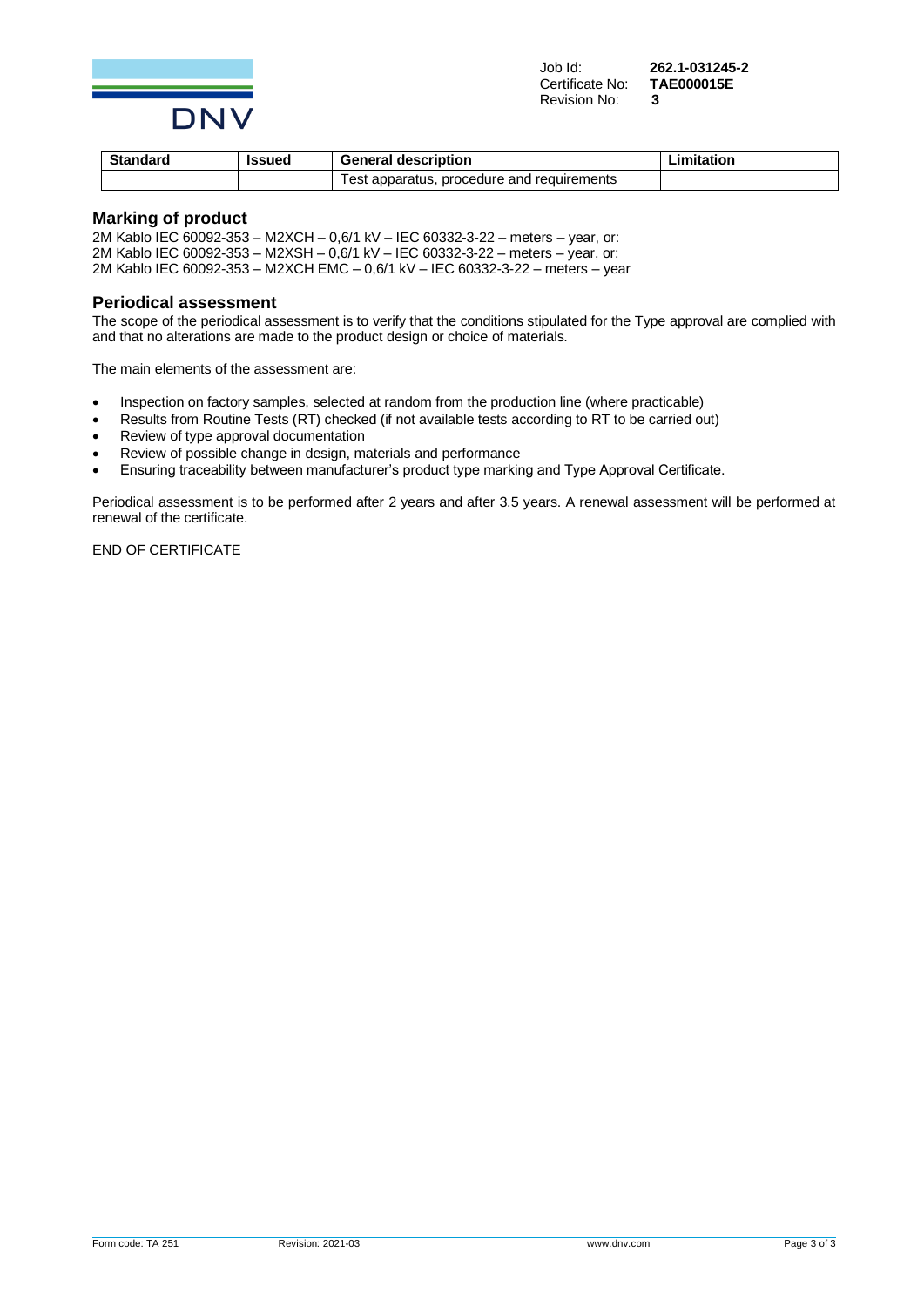Job Id: **262.1-031245-2**
Certificate No: **TAE000015E**
Revision No: **3**

| Standard | Issued | General description | Limitation |
|---|---|---|---|
| | | Test apparatus, procedure and requirements | |

## Marking of product

2M Kablo IEC 60092-353 – M2XCH – 0,6/1 kV – IEC 60332-3-22 – meters – year, or:
2M Kablo IEC 60092-353 – M2XSH – 0,6/1 kV – IEC 60332-3-22 – meters – year, or:
2M Kablo IEC 60092-353 – M2XCH EMC – 0,6/1 kV – IEC 60332-3-22 – meters – year

## Periodical assessment

The scope of the periodical assessment is to verify that the conditions stipulated for the Type approval are complied with and that no alterations are made to the product design or choice of materials.

The main elements of the assessment are:

- Inspection on factory samples, selected at random from the production line (where practicable)
- Results from Routine Tests (RT) checked (if not available tests according to RT to be carried out)
- Review of type approval documentation
- Review of possible change in design, materials and performance
- Ensuring traceability between manufacturer's product type marking and Type Approval Certificate.

Periodical assessment is to be performed after 2 years and after 3.5 years. A renewal assessment will be performed at renewal of the certificate.

END OF CERTIFICATE